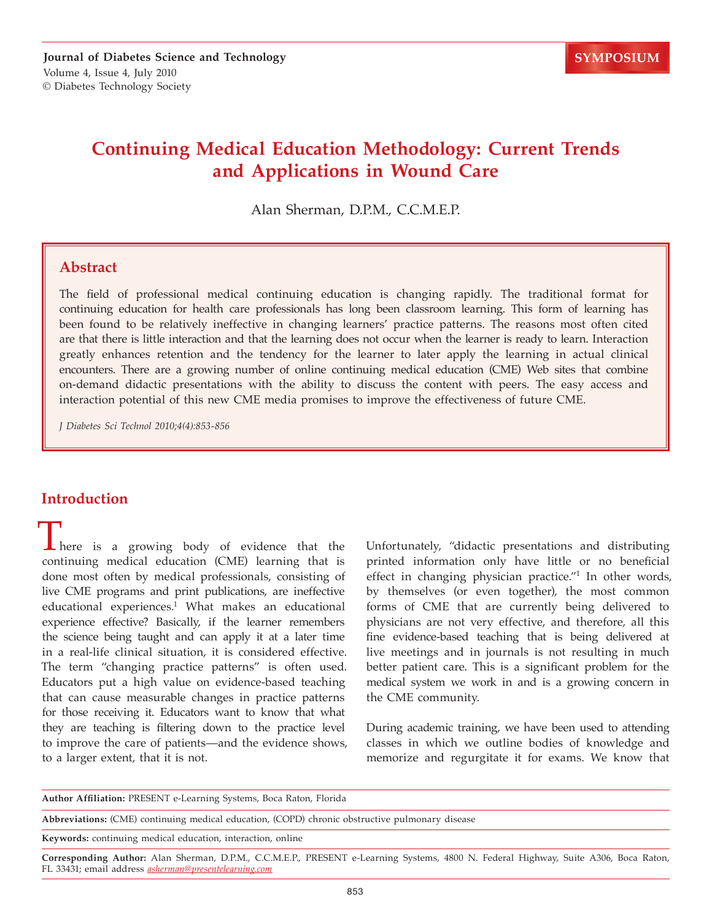Journal of Diabetes Science and Technology
Volume 4, Issue 4, July 2010
© Diabetes Technology Society

SYMPOSIUM

# Continuing Medical Education Methodology: Current Trends and Applications in Wound Care

Alan Sherman, D.P.M., C.C.M.E.P.

## Abstract

The field of professional medical continuing education is changing rapidly. The traditional format for continuing education for health care professionals has long been classroom learning. This form of learning has been found to be relatively ineffective in changing learners' practice patterns. The reasons most often cited are that there is little interaction and that the learning does not occur when the learner is ready to learn. Interaction greatly enhances retention and the tendency for the learner to later apply the learning in actual clinical encounters. There are a growing number of online continuing medical education (CME) Web sites that combine on-demand didactic presentations with the ability to discuss the content with peers. The easy access and interaction potential of this new CME media promises to improve the effectiveness of future CME.

*J Diabetes Sci Technol 2010;4(4):853-856*

## Introduction

There is a growing body of evidence that the continuing medical education (CME) learning that is done most often by medical professionals, consisting of live CME programs and print publications, are ineffective educational experiences.[1] What makes an educational experience effective? Basically, if the learner remembers the science being taught and can apply it at a later time in a real-life clinical situation, it is considered effective. The term "changing practice patterns" is often used. Educators put a high value on evidence-based teaching that can cause measurable changes in practice patterns for those receiving it. Educators want to know that what they are teaching is filtering down to the practice level to improve the care of patients—and the evidence shows, to a larger extent, that it is not.

Unfortunately, "didactic presentations and distributing printed information only have little or no beneficial effect in changing physician practice."[1] In other words, by themselves (or even together), the most common forms of CME that are currently being delivered to physicians are not very effective, and therefore, all this fine evidence-based teaching that is being delivered at live meetings and in journals is not resulting in much better patient care. This is a significant problem for the medical system we work in and is a growing concern in the CME community.

During academic training, we have been used to attending classes in which we outline bodies of knowledge and memorize and regurgitate it for exams. We know that

---

**Author Affiliation:** PRESENT e-Learning Systems, Boca Raton, Florida

**Abbreviations:** (CME) continuing medical education, (COPD) chronic obstructive pulmonary disease

**Keywords:** continuing medical education, interaction, online

**Corresponding Author:** Alan Sherman, D.P.M., C.C.M.E.P., PRESENT e-Learning Systems, 4800 N. Federal Highway, Suite A306, Boca Raton, FL 33431; email address asherman@presentelearning.com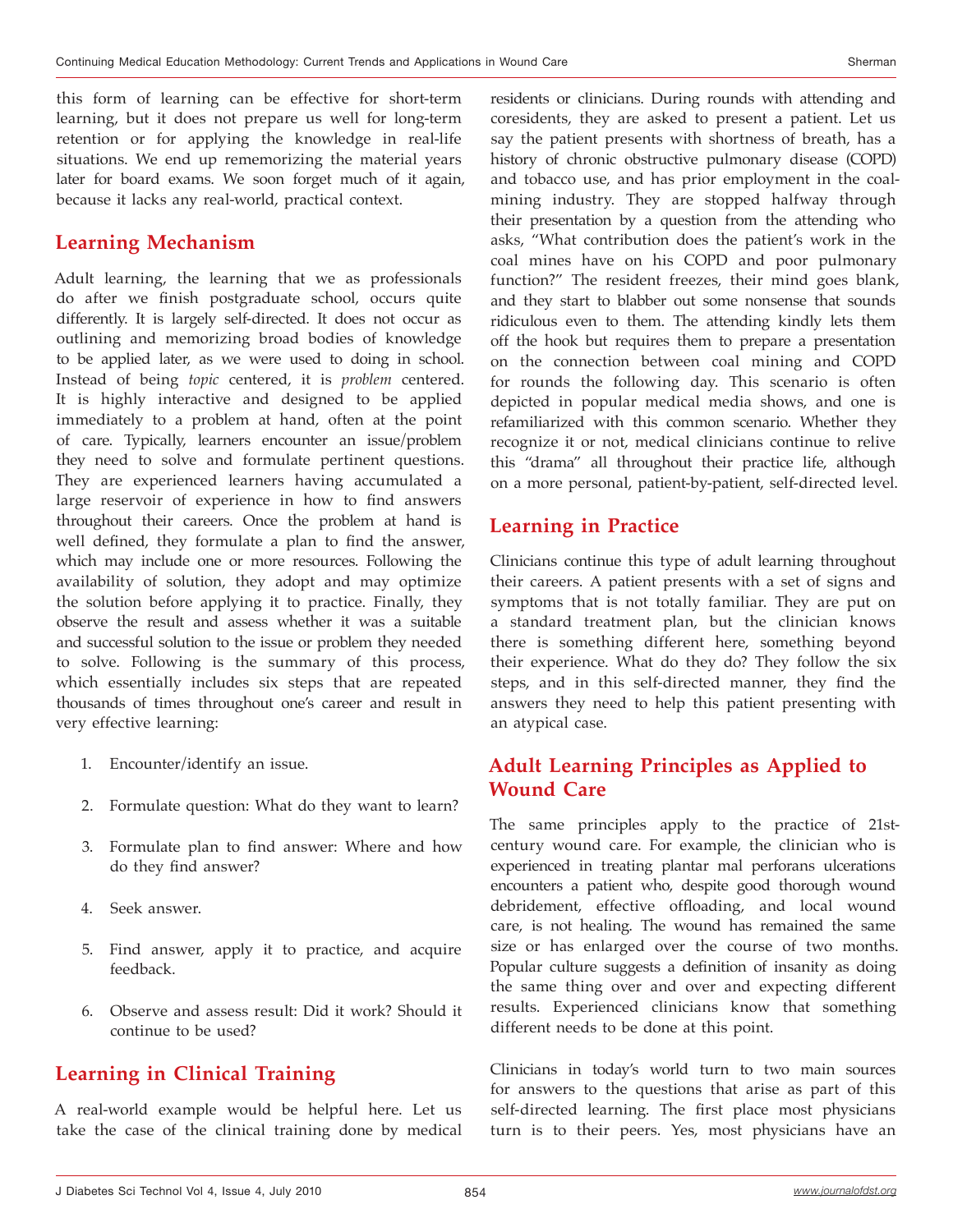this form of learning can be effective for short-term learning, but it does not prepare us well for long-term retention or for applying the knowledge in real-life situations. We end up rememorizing the material years later for board exams. We soon forget much of it again, because it lacks any real-world, practical context.

## Learning Mechanism

Adult learning, the learning that we as professionals do after we finish postgraduate school, occurs quite differently. It is largely self-directed. It does not occur as outlining and memorizing broad bodies of knowledge to be applied later, as we were used to doing in school. Instead of being *topic* centered, it is *problem* centered. It is highly interactive and designed to be applied immediately to a problem at hand, often at the point of care. Typically, learners encounter an issue/problem they need to solve and formulate pertinent questions. They are experienced learners having accumulated a large reservoir of experience in how to find answers throughout their careers. Once the problem at hand is well defined, they formulate a plan to find the answer, which may include one or more resources. Following the availability of solution, they adopt and may optimize the solution before applying it to practice. Finally, they observe the result and assess whether it was a suitable and successful solution to the issue or problem they needed to solve. Following is the summary of this process, which essentially includes six steps that are repeated thousands of times throughout one's career and result in very effective learning:

1. Encounter/identify an issue.
2. Formulate question: What do they want to learn?
3. Formulate plan to find answer: Where and how do they find answer?
4. Seek answer.
5. Find answer, apply it to practice, and acquire feedback.
6. Observe and assess result: Did it work? Should it continue to be used?

## Learning in Clinical Training

A real-world example would be helpful here. Let us take the case of the clinical training done by medical residents or clinicians. During rounds with attending and coresidents, they are asked to present a patient. Let us say the patient presents with shortness of breath, has a history of chronic obstructive pulmonary disease (COPD) and tobacco use, and has prior employment in the coal-mining industry. They are stopped halfway through their presentation by a question from the attending who asks, "What contribution does the patient's work in the coal mines have on his COPD and poor pulmonary function?" The resident freezes, their mind goes blank, and they start to blabber out some nonsense that sounds ridiculous even to them. The attending kindly lets them off the hook but requires them to prepare a presentation on the connection between coal mining and COPD for rounds the following day. This scenario is often depicted in popular medical media shows, and one is refamiliarized with this common scenario. Whether they recognize it or not, medical clinicians continue to relive this "drama" all throughout their practice life, although on a more personal, patient-by-patient, self-directed level.

## Learning in Practice

Clinicians continue this type of adult learning throughout their careers. A patient presents with a set of signs and symptoms that is not totally familiar. They are put on a standard treatment plan, but the clinician knows there is something different here, something beyond their experience. What do they do? They follow the six steps, and in this self-directed manner, they find the answers they need to help this patient presenting with an atypical case.

## Adult Learning Principles as Applied to Wound Care

The same principles apply to the practice of 21st-century wound care. For example, the clinician who is experienced in treating plantar mal perforans ulcerations encounters a patient who, despite good thorough wound debridement, effective offloading, and local wound care, is not healing. The wound has remained the same size or has enlarged over the course of two months. Popular culture suggests a definition of insanity as doing the same thing over and over and expecting different results. Experienced clinicians know that something different needs to be done at this point.

Clinicians in today's world turn to two main sources for answers to the questions that arise as part of this self-directed learning. The first place most physicians turn is to their peers. Yes, most physicians have an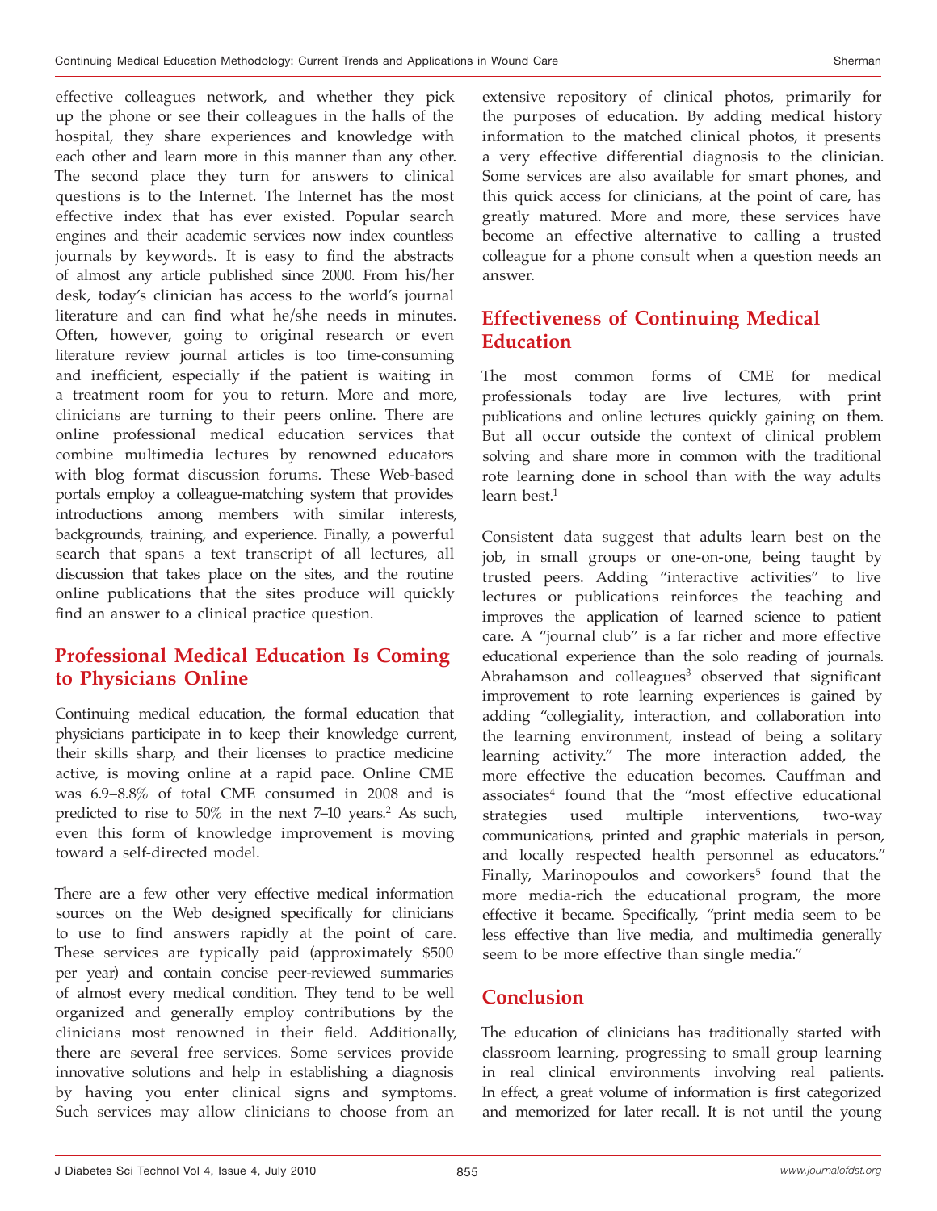effective colleagues network, and whether they pick up the phone or see their colleagues in the halls of the hospital, they share experiences and knowledge with each other and learn more in this manner than any other. The second place they turn for answers to clinical questions is to the Internet. The Internet has the most effective index that has ever existed. Popular search engines and their academic services now index countless journals by keywords. It is easy to find the abstracts of almost any article published since 2000. From his/her desk, today's clinician has access to the world's journal literature and can find what he/she needs in minutes. Often, however, going to original research or even literature review journal articles is too time-consuming and inefficient, especially if the patient is waiting in a treatment room for you to return. More and more, clinicians are turning to their peers online. There are online professional medical education services that combine multimedia lectures by renowned educators with blog format discussion forums. These Web-based portals employ a colleague-matching system that provides introductions among members with similar interests, backgrounds, training, and experience. Finally, a powerful search that spans a text transcript of all lectures, all discussion that takes place on the sites, and the routine online publications that the sites produce will quickly find an answer to a clinical practice question.

## Professional Medical Education Is Coming to Physicians Online

Continuing medical education, the formal education that physicians participate in to keep their knowledge current, their skills sharp, and their licenses to practice medicine active, is moving online at a rapid pace. Online CME was 6.9–8.8% of total CME consumed in 2008 and is predicted to rise to 50% in the next 7–10 years.[2] As such, even this form of knowledge improvement is moving toward a self-directed model.

There are a few other very effective medical information sources on the Web designed specifically for clinicians to use to find answers rapidly at the point of care. These services are typically paid (approximately $500 per year) and contain concise peer-reviewed summaries of almost every medical condition. They tend to be well organized and generally employ contributions by the clinicians most renowned in their field. Additionally, there are several free services. Some services provide innovative solutions and help in establishing a diagnosis by having you enter clinical signs and symptoms. Such services may allow clinicians to choose from an extensive repository of clinical photos, primarily for the purposes of education. By adding medical history information to the matched clinical photos, it presents a very effective differential diagnosis to the clinician. Some services are also available for smart phones, and this quick access for clinicians, at the point of care, has greatly matured. More and more, these services have become an effective alternative to calling a trusted colleague for a phone consult when a question needs an answer.

## Effectiveness of Continuing Medical Education

The most common forms of CME for medical professionals today are live lectures, with print publications and online lectures quickly gaining on them. But all occur outside the context of clinical problem solving and share more in common with the traditional rote learning done in school than with the way adults learn best.[1]

Consistent data suggest that adults learn best on the job, in small groups or one-on-one, being taught by trusted peers. Adding "interactive activities" to live lectures or publications reinforces the teaching and improves the application of learned science to patient care. A "journal club" is a far richer and more effective educational experience than the solo reading of journals. Abrahamson and colleagues[3] observed that significant improvement to rote learning experiences is gained by adding "collegiality, interaction, and collaboration into the learning environment, instead of being a solitary learning activity." The more interaction added, the more effective the education becomes. Cauffman and associates[4] found that the "most effective educational strategies used multiple interventions, two-way communications, printed and graphic materials in person, and locally respected health personnel as educators." Finally, Marinopoulos and coworkers[5] found that the more media-rich the educational program, the more effective it became. Specifically, "print media seem to be less effective than live media, and multimedia generally seem to be more effective than single media."

## Conclusion

The education of clinicians has traditionally started with classroom learning, progressing to small group learning in real clinical environments involving real patients. In effect, a great volume of information is first categorized and memorized for later recall. It is not until the young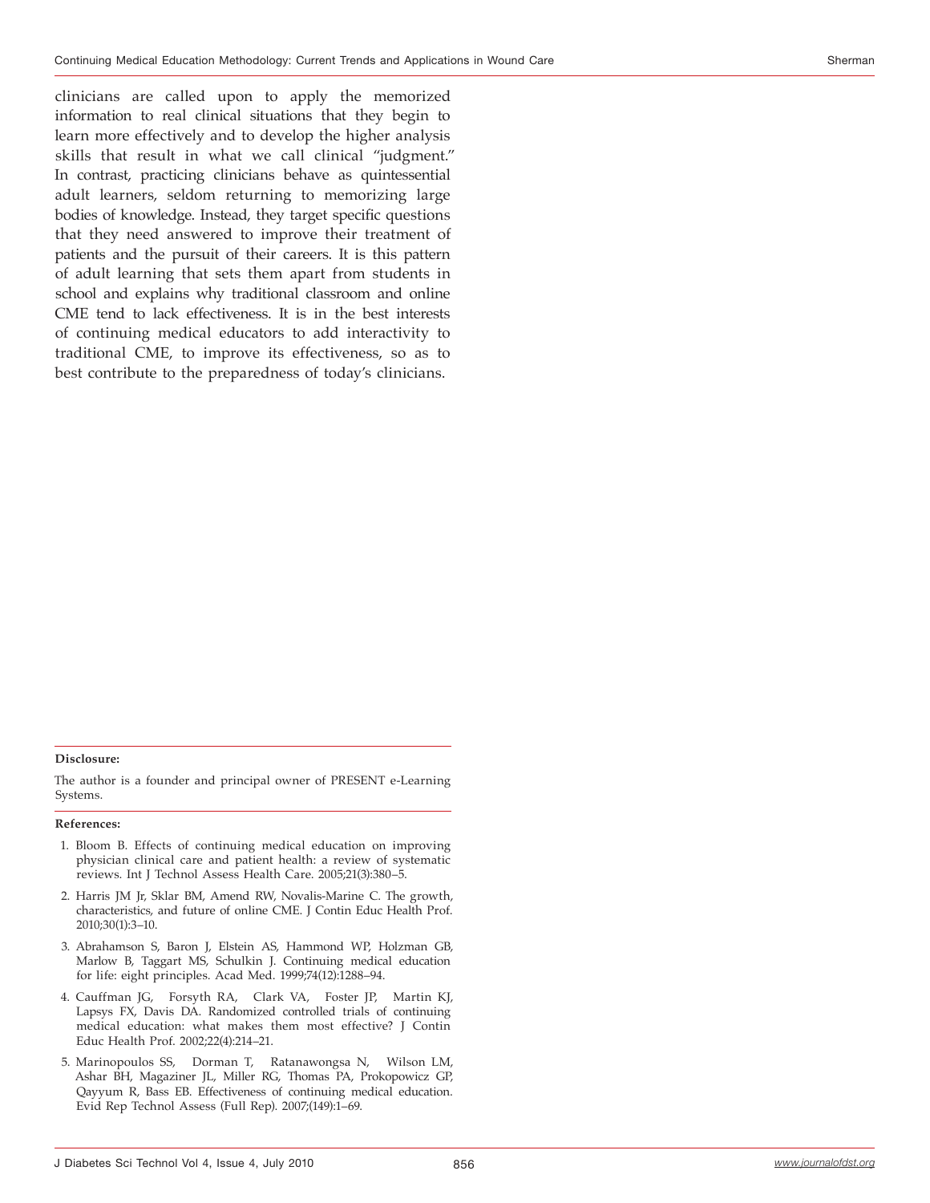clinicians are called upon to apply the memorized information to real clinical situations that they begin to learn more effectively and to develop the higher analysis skills that result in what we call clinical "judgment." In contrast, practicing clinicians behave as quintessential adult learners, seldom returning to memorizing large bodies of knowledge. Instead, they target specific questions that they need answered to improve their treatment of patients and the pursuit of their careers. It is this pattern of adult learning that sets them apart from students in school and explains why traditional classroom and online CME tend to lack effectiveness. It is in the best interests of continuing medical educators to add interactivity to traditional CME, to improve its effectiveness, so as to best contribute to the preparedness of today's clinicians.

**Disclosure:**

The author is a founder and principal owner of PRESENT e-Learning Systems.

**References:**

1. Bloom B. Effects of continuing medical education on improving physician clinical care and patient health: a review of systematic reviews. Int J Technol Assess Health Care. 2005;21(3):380–5.
2. Harris JM Jr, Sklar BM, Amend RW, Novalis-Marine C. The growth, characteristics, and future of online CME. J Contin Educ Health Prof. 2010;30(1):3–10.
3. Abrahamson S, Baron J, Elstein AS, Hammond WP, Holzman GB, Marlow B, Taggart MS, Schulkin J. Continuing medical education for life: eight principles. Acad Med. 1999;74(12):1288–94.
4. Cauffman JG, Forsyth RA, Clark VA, Foster JP, Martin KJ, Lapsys FX, Davis DA. Randomized controlled trials of continuing medical education: what makes them most effective? J Contin Educ Health Prof. 2002;22(4):214–21.
5. Marinopoulos SS, Dorman T, Ratanawongsa N, Wilson LM, Ashar BH, Magaziner JL, Miller RG, Thomas PA, Prokopowicz GP, Qayyum R, Bass EB. Effectiveness of continuing medical education. Evid Rep Technol Assess (Full Rep). 2007;(149):1–69.